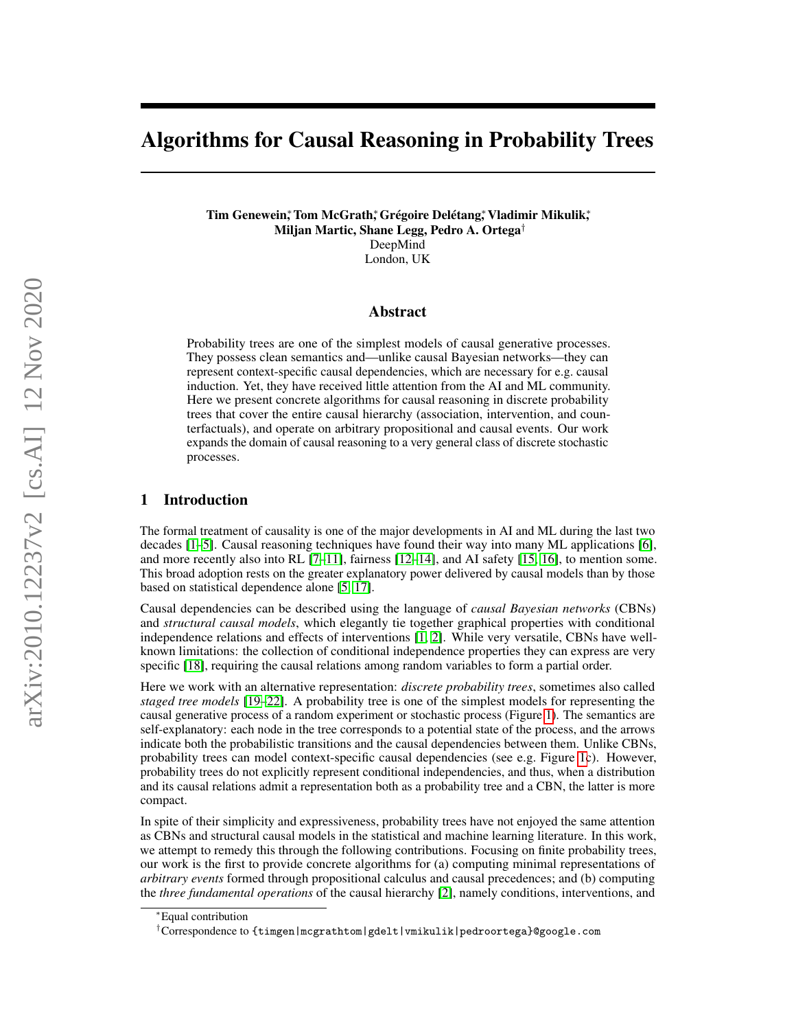# Algorithms for Causal Reasoning in Probability Trees

**Tim Genewein,[*] Tom McGrath,[*] Grégoire Delétang,[*] Vladimir Mikulik,[*]**
**Miljan Martic, Shane Legg, Pedro A. Ortega[†]**
DeepMind
London, UK

## Abstract

Probability trees are one of the simplest models of causal generative processes. They possess clean semantics and—unlike causal Bayesian networks—they can represent context-specific causal dependencies, which are necessary for e.g. causal induction. Yet, they have received little attention from the AI and ML community. Here we present concrete algorithms for causal reasoning in discrete probability trees that cover the entire causal hierarchy (association, intervention, and counterfactuals), and operate on arbitrary propositional and causal events. Our work expands the domain of causal reasoning to a very general class of discrete stochastic processes.

## 1 Introduction

The formal treatment of causality is one of the major developments in AI and ML during the last two decades [1–5]. Causal reasoning techniques have found their way into many ML applications [6], and more recently also into RL [7–11], fairness [12–14], and AI safety [15, 16], to mention some. This broad adoption rests on the greater explanatory power delivered by causal models than by those based on statistical dependence alone [5, 17].

Causal dependencies can be described using the language of *causal Bayesian networks* (CBNs) and *structural causal models*, which elegantly tie together graphical properties with conditional independence relations and effects of interventions [1, 2]. While very versatile, CBNs have well-known limitations: the collection of conditional independence properties they can express are very specific [18], requiring the causal relations among random variables to form a partial order.

Here we work with an alternative representation: *discrete probability trees*, sometimes also called *staged tree models* [19–22]. A probability tree is one of the simplest models for representing the causal generative process of a random experiment or stochastic process (Figure 1). The semantics are self-explanatory: each node in the tree corresponds to a potential state of the process, and the arrows indicate both the probabilistic transitions and the causal dependencies between them. Unlike CBNs, probability trees can model context-specific causal dependencies (see e.g. Figure 1c). However, probability trees do not explicitly represent conditional independencies, and thus, when a distribution and its causal relations admit a representation both as a probability tree and a CBN, the latter is more compact.

In spite of their simplicity and expressiveness, probability trees have not enjoyed the same attention as CBNs and structural causal models in the statistical and machine learning literature. In this work, we attempt to remedy this through the following contributions. Focusing on finite probability trees, our work is the first to provide concrete algorithms for (a) computing minimal representations of *arbitrary events* formed through propositional calculus and causal precedences; and (b) computing the *three fundamental operations* of the causal hierarchy [2], namely conditions, interventions, and

[*]Equal contribution

[†]Correspondence to {timgen|mcgrathtom|gdelt|vmikulik|pedroortega}@google.com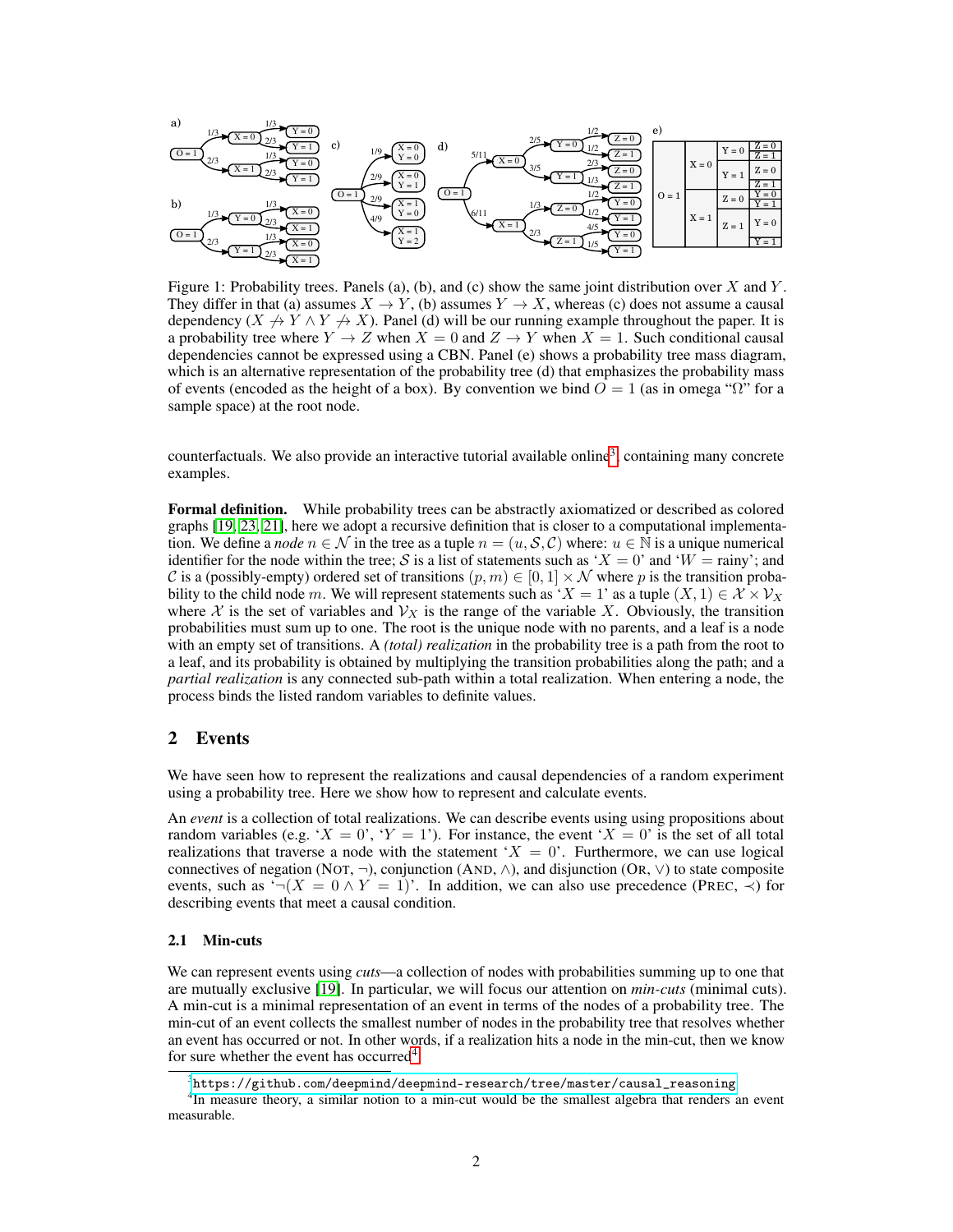Figure 1: Probability trees. Panels (a), (b), and (c) show the same joint distribution over $X$ and $Y$. They differ in that (a) assumes $X \to Y$, (b) assumes $Y \to X$, whereas (c) does not assume a causal dependency ($X \not\to Y \wedge Y \not\to X$). Panel (d) will be our running example throughout the paper. It is a probability tree where $Y \to Z$ when $X = 0$ and $Z \to Y$ when $X = 1$. Such conditional causal dependencies cannot be expressed using a CBN. Panel (e) shows a probability tree mass diagram, which is an alternative representation of the probability tree (d) that emphasizes the probability mass of events (encoded as the height of a box). By convention we bind $O = 1$ (as in omega "$\Omega$" for a sample space) at the root node.

counterfactuals. We also provide an interactive tutorial available online[3] containing many concrete examples.

**Formal definition.** While probability trees can be abstractly axiomatized or described as colored graphs [19, 23, 21], here we adopt a recursive definition that is closer to a computational implementation. We define a *node* $n \in \mathcal{N}$ in the tree as a tuple $n = (u, \mathcal{S}, \mathcal{C})$ where: $u \in \mathbb{N}$ is a unique numerical identifier for the node within the tree; $\mathcal{S}$ is a list of statements such as '$X = 0$' and '$W =$ rainy'; and $\mathcal{C}$ is a (possibly-empty) ordered set of transitions $(p, m) \in [0, 1] \times \mathcal{N}$ where $p$ is the transition probability to the child node $m$. We will represent statements such as '$X = 1$' as a tuple $(X, 1) \in \mathcal{X} \times \mathcal{V}_X$ where $\mathcal{X}$ is the set of variables and $\mathcal{V}_X$ is the range of the variable $X$. Obviously, the transition probabilities must sum up to one. The root is the unique node with no parents, and a leaf is a node with an empty set of transitions. A *(total) realization* in the probability tree is a path from the root to a leaf, and its probability is obtained by multiplying the transition probabilities along the path; and a *partial realization* is any connected sub-path within a total realization. When entering a node, the process binds the listed random variables to definite values.

## 2 Events

We have seen how to represent the realizations and causal dependencies of a random experiment using a probability tree. Here we show how to represent and calculate events.

An *event* is a collection of total realizations. We can describe events using using propositions about random variables (e.g. '$X = 0$', '$Y = 1$'). For instance, the event '$X = 0$' is the set of all total realizations that traverse a node with the statement '$X = 0$'. Furthermore, we can use logical connectives of negation (NOT, $\neg$), conjunction (AND, $\wedge$), and disjunction (OR, $\vee$) to state composite events, such as '$\neg(X = 0 \wedge Y = 1)$'. In addition, we can also use precedence (PREC, $\prec$) for describing events that meet a causal condition.

### 2.1 Min-cuts

We can represent events using *cuts*—a collection of nodes with probabilities summing up to one that are mutually exclusive [19]. In particular, we will focus our attention on *min-cuts* (minimal cuts). A min-cut is a minimal representation of an event in terms of the nodes of a probability tree. The min-cut of an event collects the smallest number of nodes in the probability tree that resolves whether an event has occurred or not. In other words, if a realization hits a node in the min-cut, then we know for sure whether the event has occurred[4].

[3] https://github.com/deepmind/deepmind-research/tree/master/causal_reasoning

[4] In measure theory, a similar notion to a min-cut would be the smallest algebra that renders an event measurable.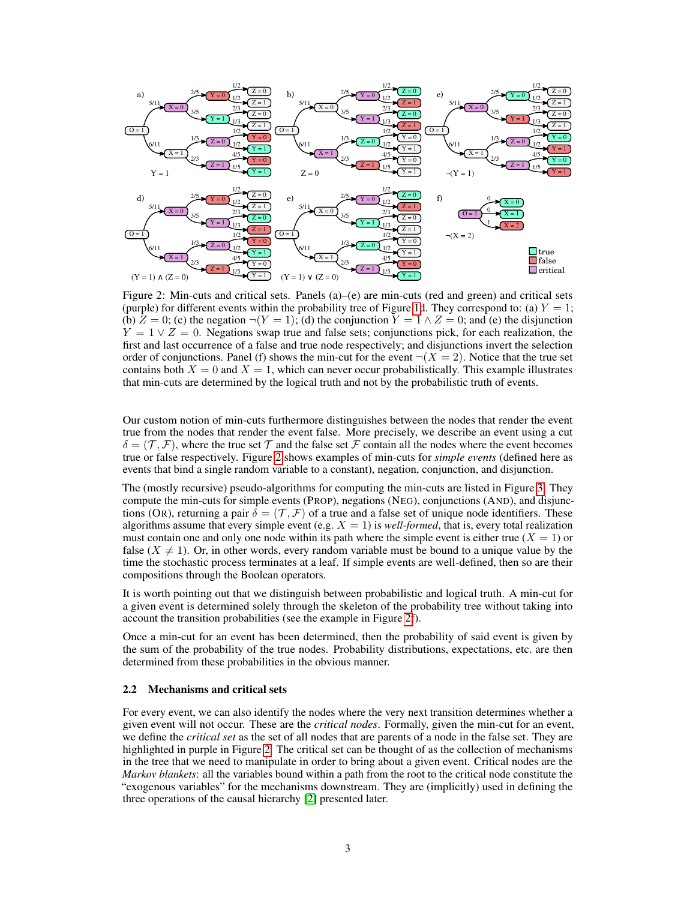Figure 2: Min-cuts and critical sets. Panels (a)–(e) are min-cuts (red and green) and critical sets (purple) for different events within the probability tree of Figure 1d. They correspond to: (a) $Y = 1$; (b) $Z = 0$; (c) the negation $\neg(Y = 1)$; (d) the conjunction $Y = 1 \wedge Z = 0$; and (e) the disjunction $Y = 1 \vee Z = 0$. Negations swap true and false sets; conjunctions pick, for each realization, the first and last occurrence of a false and true node respectively; and disjunctions invert the selection order of conjunctions. Panel (f) shows the min-cut for the event $\neg(X = 2)$. Notice that the true set contains both $X = 0$ and $X = 1$, which can never occur probabilistically. This example illustrates that min-cuts are determined by the logical truth and not by the probabilistic truth of events.

Our custom notion of min-cuts furthermore distinguishes between the nodes that render the event true from the nodes that render the event false. More precisely, we describe an event using a cut $\delta = (\mathcal{T}, \mathcal{F})$, where the true set $\mathcal{T}$ and the false set $\mathcal{F}$ contain all the nodes where the event becomes true or false respectively. Figure 2 shows examples of min-cuts for *simple events* (defined here as events that bind a single random variable to a constant), negation, conjunction, and disjunction.

The (mostly recursive) pseudo-algorithms for computing the min-cuts are listed in Figure 3. They compute the min-cuts for simple events (PROP), negations (NEG), conjunctions (AND), and disjunctions (OR), returning a pair $\delta = (\mathcal{T}, \mathcal{F})$ of a true and a false set of unique node identifiers. These algorithms assume that every simple event (e.g. $X = 1$) is *well-formed*, that is, every total realization must contain one and only one node within its path where the simple event is either true ($X = 1$) or false ($X \neq 1$). Or, in other words, every random variable must be bound to a unique value by the time the stochastic process terminates at a leaf. If simple events are well-defined, then so are their compositions through the Boolean operators.

It is worth pointing out that we distinguish between probabilistic and logical truth. A min-cut for a given event is determined solely through the skeleton of the probability tree without taking into account the transition probabilities (see the example in Figure 2f).

Once a min-cut for an event has been determined, then the probability of said event is given by the sum of the probability of the true nodes. Probability distributions, expectations, etc. are then determined from these probabilities in the obvious manner.

### 2.2 Mechanisms and critical sets

For every event, we can also identify the nodes where the very next transition determines whether a given event will not occur. These are the *critical nodes*. Formally, given the min-cut for an event, we define the *critical set* as the set of all nodes that are parents of a node in the false set. They are highlighted in purple in Figure 2. The critical set can be thought of as the collection of mechanisms in the tree that we need to manipulate in order to bring about a given event. Critical nodes are the *Markov blankets*: all the variables bound within a path from the root to the critical node constitute the "exogenous variables" for the mechanisms downstream. They are (implicitly) used in defining the three operations of the causal hierarchy [2] presented later.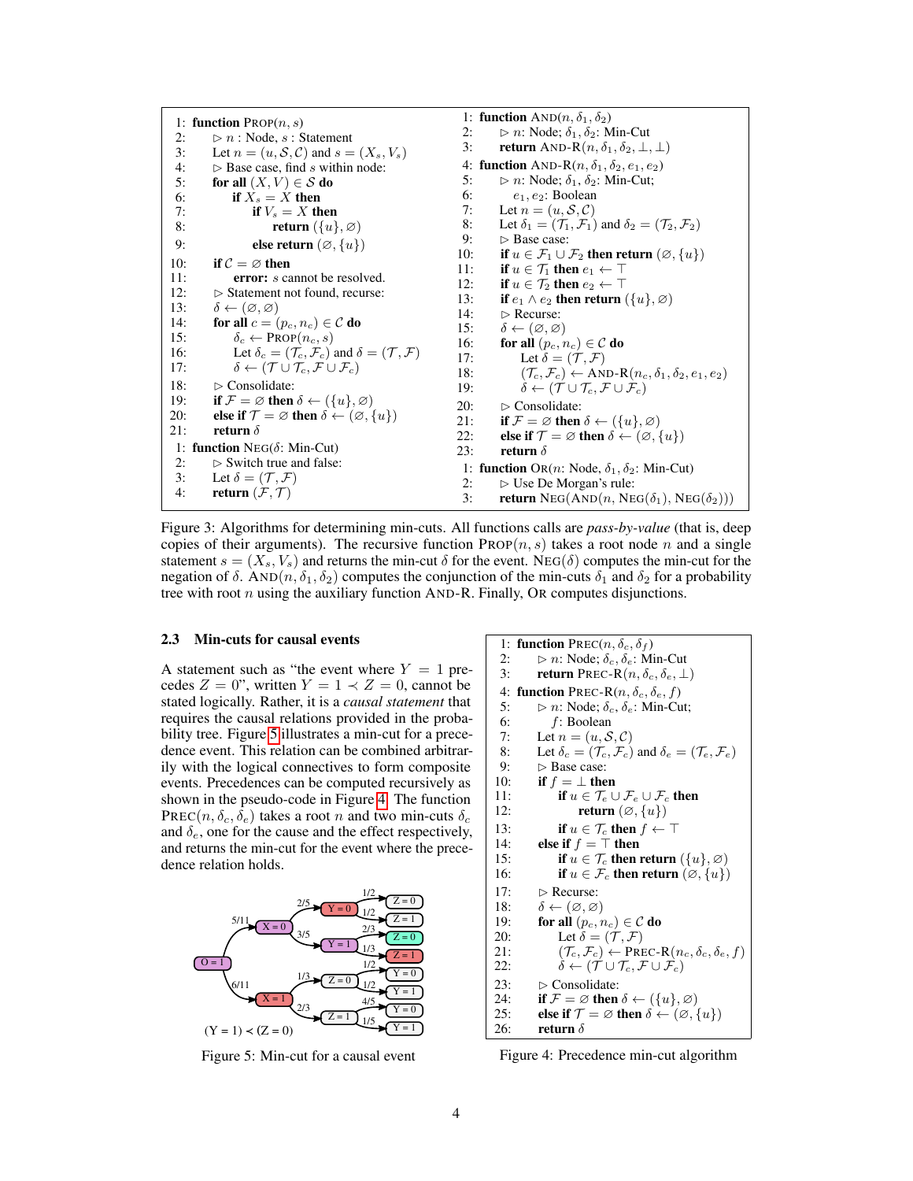```
1:  function PROP(n, s)
2:      ▷ n : Node, s : Statement
3:      Let n = (u, S, C) and s = (X_s, V_s)
4:      ▷ Base case, find s within node:
5:      for all (X, V) ∈ S do
6:          if X_s = X then
7:              if V_s = X then
8:                  return ({u}, ∅)
9:              else return (∅, {u})
10:     if C = ∅ then
11:         error: s cannot be resolved.
12:     ▷ Statement not found, recurse:
13:     δ ← (∅, ∅)
14:     for all c = (p_c, n_c) ∈ C do
15:         δ_c ← PROP(n_c, s)
16:         Let δ_c = (T_c, F_c) and δ = (T, F)
17:         δ ← (T ∪ T_c, F ∪ F_c)
18:     ▷ Consolidate:
19:     if F = ∅ then δ ← ({u}, ∅)
20:     else if T = ∅ then δ ← (∅, {u})
21:     return δ

1:  function NEG(δ: Min-Cut)
2:      ▷ Switch true and false:
3:      Let δ = (T, F)
4:      return (F, T)

1:  function AND(n, δ_1, δ_2)
2:      ▷ n: Node; δ_1, δ_2: Min-Cut
3:      return AND-R(n, δ_1, δ_2, ⊥, ⊥)

4:  function AND-R(n, δ_1, δ_2, e_1, e_2)
5:      ▷ n: Node; δ_1, δ_2: Min-Cut;
6:        e_1, e_2: Boolean
7:      Let n = (u, S, C)
8:      Let δ_1 = (T_1, F_1) and δ_2 = (T_2, F_2)
9:      ▷ Base case:
10:     if u ∈ F_1 ∪ F_2 then return (∅, {u})
11:     if u ∈ T_1 then e_1 ← ⊤
12:     if u ∈ T_2 then e_2 ← ⊤
13:     if e_1 ∧ e_2 then return ({u}, ∅)
14:     ▷ Recurse:
15:     δ ← (∅, ∅)
16:     for all (p_c, n_c) ∈ C do
17:         Let δ = (T, F)
18:         (T_c, F_c) ← AND-R(n_c, δ_1, δ_2, e_1, e_2)
19:         δ ← (T ∪ T_c, F ∪ F_c)
20:     ▷ Consolidate:
21:     if F = ∅ then δ ← ({u}, ∅)
22:     else if T = ∅ then δ ← (∅, {u})
23:     return δ

1:  function OR(n: Node, δ_1, δ_2: Min-Cut)
2:      ▷ Use De Morgan's rule:
3:      return NEG(AND(n, NEG(δ_1), NEG(δ_2)))
```

Figure 3: Algorithms for determining min-cuts. All functions calls are *pass-by-value* (that is, deep copies of their arguments). The recursive function PROP$(n, s)$ takes a root node $n$ and a single statement $s = (X_s, V_s)$ and returns the min-cut $\delta$ for the event. NEG$(\delta)$ computes the min-cut for the negation of $\delta$. AND$(n, \delta_1, \delta_2)$ computes the conjunction of the min-cuts $\delta_1$ and $\delta_2$ for a probability tree with root $n$ using the auxiliary function AND-R. Finally, OR computes disjunctions.

### 2.3 Min-cuts for causal events

A statement such as "the event where $Y = 1$ precedes $Z = 0$", written $Y = 1 \prec Z = 0$, cannot be stated logically. Rather, it is a *causal statement* that requires the causal relations provided in the probability tree. Figure 5 illustrates a min-cut for a precedence event. This relation can be combined arbitrarily with the logical connectives to form composite events. Precedences can be computed recursively as shown in the pseudo-code in Figure 4. The function PREC$(n, \delta_c, \delta_e)$ takes a root $n$ and two min-cuts $\delta_c$ and $\delta_e$, one for the cause and the effect respectively, and returns the min-cut for the event where the precedence relation holds.

Figure 5: Min-cut for a causal event

```
1:  function PREC(n, δ_c, δ_f)
2:      ▷ n: Node; δ_c, δ_e: Min-Cut
3:      return PREC-R(n, δ_c, δ_e, ⊥)

4:  function PREC-R(n, δ_c, δ_e, f)
5:      ▷ n: Node; δ_c, δ_e: Min-Cut;
6:        f: Boolean
7:      Let n = (u, C)
8:      Let δ_c = (T_c, F_c) and δ_e = (T_e, F_e)
9:      ▷ Base case:
10:     if f = ⊥ then
11:         if u ∈ T_e ∪ F_e ∪ F_c then
12:             return (∅, {u})
13:         if u ∈ T_c then f ← ⊤
14:     else if f = ⊤ then
15:         if u ∈ T_c then return ({u}, ∅)
16:         if u ∈ F_c then return (∅, {u})
17:     ▷ Recurse:
18:     δ ← (∅, ∅)
19:     for all (p_c, n_c) ∈ C do
20:         Let δ = (T, F)
21:         (T_c, F_c) ← PREC-R(n_c, δ_c, δ_e, f)
22:         δ ← (T ∪ T_c, F ∪ F_c)
23:     ▷ Consolidate:
24:     if F = ∅ then δ ← ({u}, ∅)
25:     else if T = ∅ then δ ← (∅, {u})
26:     return δ
```

Figure 4: Precedence min-cut algorithm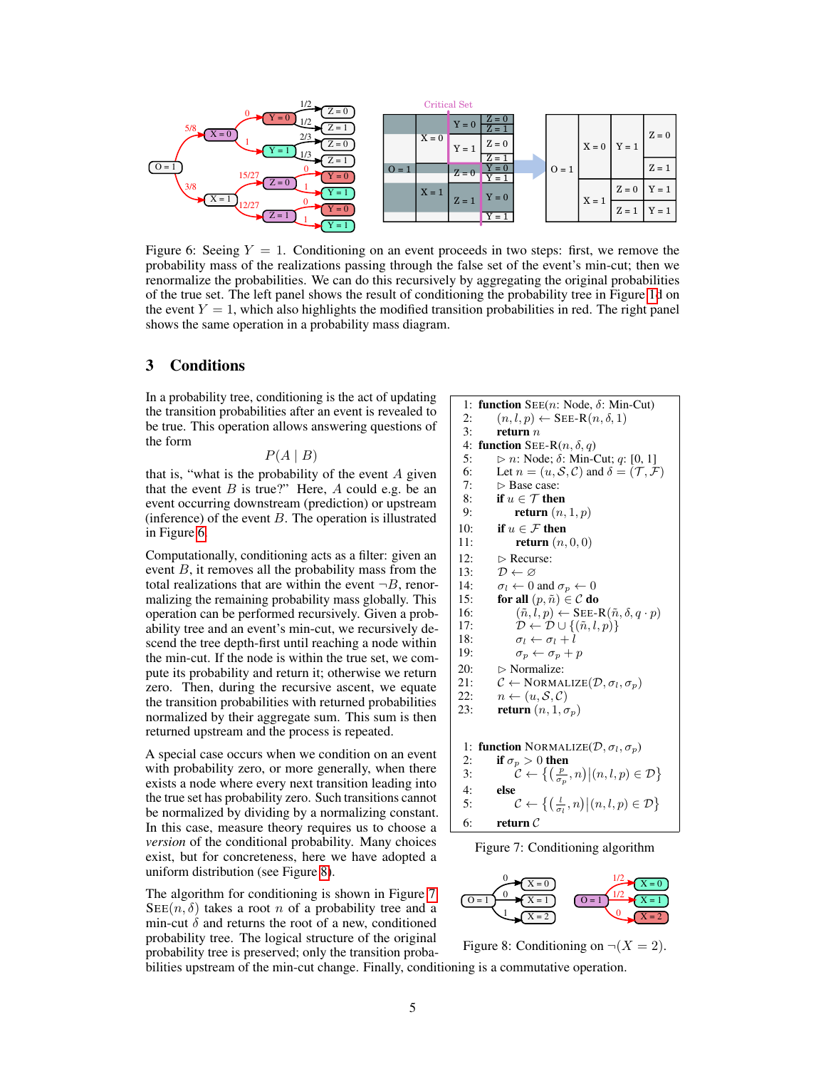Figure 6: Seeing $Y = 1$. Conditioning on an event proceeds in two steps: first, we remove the probability mass of the realizations passing through the false set of the event's min-cut; then we renormalize the probabilities. We can do this recursively by aggregating the original probabilities of the true set. The left panel shows the result of conditioning the probability tree in Figure 1d on the event $Y = 1$, which also highlights the modified transition probabilities in red. The right panel shows the same operation in a probability mass diagram.

## 3 Conditions

In a probability tree, conditioning is the act of updating the transition probabilities after an event is revealed to be true. This operation allows answering questions of the form

$$P(A \mid B)$$

that is, "what is the probability of the event $A$ given that the event $B$ is true?" Here, $A$ could e.g. be an event occurring downstream (prediction) or upstream (inference) of the event $B$. The operation is illustrated in Figure 6.

Computationally, conditioning acts as a filter: given an event $B$, it removes all the probability mass from the total realizations that are within the event $\neg B$, renormalizing the remaining probability mass globally. This operation can be performed recursively. Given a probability tree and an event's min-cut, we recursively descend the tree depth-first until reaching a node within the min-cut. If the node is within the true set, we compute its probability and return it; otherwise we return zero. Then, during the recursive ascent, we equate the transition probabilities with returned probabilities normalized by their aggregate sum. This sum is then returned upstream and the process is repeated.

A special case occurs when we condition on an event with probability zero, or more generally, when there exists a node where every next transition leading into the true set has probability zero. Such transitions cannot be normalized by dividing by a normalizing constant. In this case, measure theory requires us to choose a *version* of the conditional probability. Many choices exist, but for concreteness, here we have adopted a uniform distribution (see Figure 8).

The algorithm for conditioning is shown in Figure 7. $\text{SEE}(n, \delta)$ takes a root $n$ of a probability tree and a min-cut $\delta$ and returns the root of a new, conditioned probability tree. The logical structure of the original probability tree is preserved; only the transition probabilities upstream of the min-cut change. Finally, conditioning is a commutative operation.

```
1:  function SEE(n: Node, δ: Min-Cut)
2:      (n, l, p) ← SEE-R(n, δ, 1)
3:      return n
4:  function SEE-R(n, δ, q)
5:      ▷ n: Node; δ: Min-Cut; q: [0, 1]
6:      Let n = (u, S, C) and δ = (T, F)
7:      ▷ Base case:
8:      if u ∈ T then
9:          return (n, 1, p)
10:     if u ∈ F then
11:         return (n, 0, 0)
12:     ▷ Recurse:
13:     D ← ∅
14:     σ_l ← 0 and σ_p ← 0
15:     for all (p, ñ) ∈ C do
16:         (ñ, l, p) ← SEE-R(ñ, δ, q · p)
17:         D ← D ∪ {(ñ, l, p)}
18:         σ_l ← σ_l + l
19:         σ_p ← σ_p + p
20:     ▷ Normalize:
21:     C ← NORMALIZE(D, σ_l, σ_p)
22:     n ← (u, S, C)
23:     return (n, 1, σ_p)

1:  function NORMALIZE(D, σ_l, σ_p)
2:      if σ_p > 0 then
3:          C ← {(p/σ_p, n) | (n, l, p) ∈ D}
4:      else
5:          C ← {(l/σ_l, n) | (n, l, p) ∈ D}
6:      return C
```

Figure 7: Conditioning algorithm

Figure 8: Conditioning on $\neg(X = 2)$.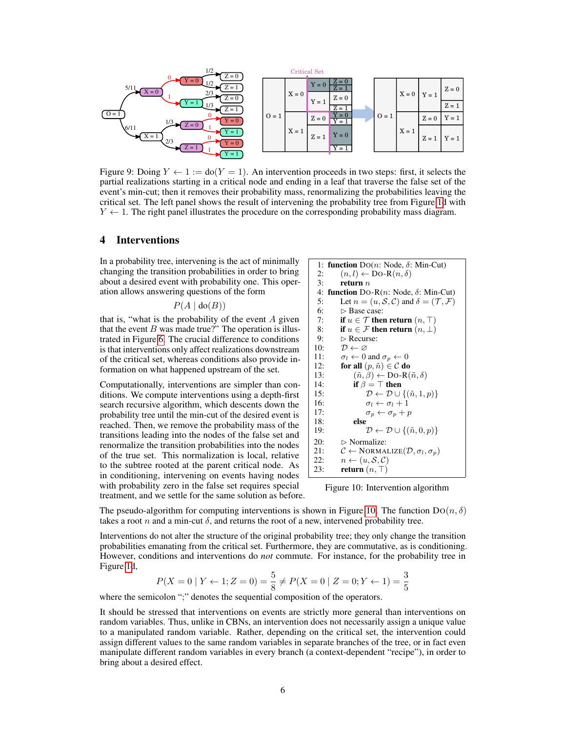Figure 9: Doing $Y \leftarrow 1 := \text{do}(Y = 1)$. An intervention proceeds in two steps: first, it selects the partial realizations starting in a critical node and ending in a leaf that traverse the false set of the event's min-cut; then it removes their probability mass, renormalizing the probabilities leaving the critical set. The left panel shows the result of intervening the probability tree from Figure 1d with $Y \leftarrow 1$. The right panel illustrates the procedure on the corresponding probability mass diagram.

## 4 Interventions

In a probability tree, intervening is the act of minimally changing the transition probabilities in order to bring about a desired event with probability one. This operation allows answering questions of the form

$$P(A \mid \text{do}(B))$$

that is, "what is the probability of the event $A$ given that the event $B$ was made true?" The operation is illustrated in Figure 6. The crucial difference to conditions is that interventions only affect realizations downstream of the critical set, whereas conditions also provide information on what happened upstream of the set.

Computationally, interventions are simpler than conditions. We compute interventions using a depth-first search recursive algorithm, which descends down the probability tree until the min-cut of the desired event is reached. Then, we remove the probability mass of the transitions leading into the nodes of the false set and renormalize the transition probabilities into the nodes of the true set. This normalization is local, relative to the subtree rooted at the parent critical node. As in conditioning, intervening on events having nodes with probability zero in the false set requires special treatment, and we settle for the same solution as before.

```
 1: function Do(n: Node, δ: Min-Cut)
 2:     (n, l) ← Do-R(n, δ)
 3:     return n
 4: function Do-R(n: Node, δ: Min-Cut)
 5:     Let n = (u, S, C) and δ = (T, F)
 6:     ▷ Base case:
 7:     if u ∈ T then return (n, ⊤)
 8:     if u ∈ F then return (n, ⊥)
 9:     ▷ Recurse:
10:     D ← ∅
11:     σ_l ← 0 and σ_p ← 0
12:     for all (p, ñ) ∈ C do
13:         (ñ, β) ← Do-R(ñ, δ)
14:         if β = ⊤ then
15:             D ← D ∪ {(ñ, 1, p)}
16:             σ_l ← σ_l + 1
17:             σ_p ← σ_p + p
18:         else
19:             D ← D ∪ {(ñ, 0, p)}
20:     ▷ Normalize:
21:     C ← NORMALIZE(D, σ_l, σ_p)
22:     n ← (u, S, C)
23:     return (n, ⊤)
```

Figure 10: Intervention algorithm

The pseudo-algorithm for computing interventions is shown in Figure 10. The function $\text{Do}(n, \delta)$ takes a root $n$ and a min-cut $\delta$, and returns the root of a new, intervened probability tree.

Interventions do not alter the structure of the original probability tree; they only change the transition probabilities emanating from the critical set. Furthermore, they are commutative, as is conditioning. However, conditions and interventions do *not* commute. For instance, for the probability tree in Figure 1d,

$$P(X = 0 \mid Y \leftarrow 1; Z = 0) = \frac{5}{8} \neq P(X = 0 \mid Z = 0; Y \leftarrow 1) = \frac{3}{5}$$

where the semicolon ";" denotes the sequential composition of the operators.

It should be stressed that interventions on events are strictly more general than interventions on random variables. Thus, unlike in CBNs, an intervention does not necessarily assign a unique value to a manipulated random variable. Rather, depending on the critical set, the intervention could assign different values to the same random variables in separate branches of the tree, or in fact even manipulate different random variables in every branch (a context-dependent "recipe"), in order to bring about a desired effect.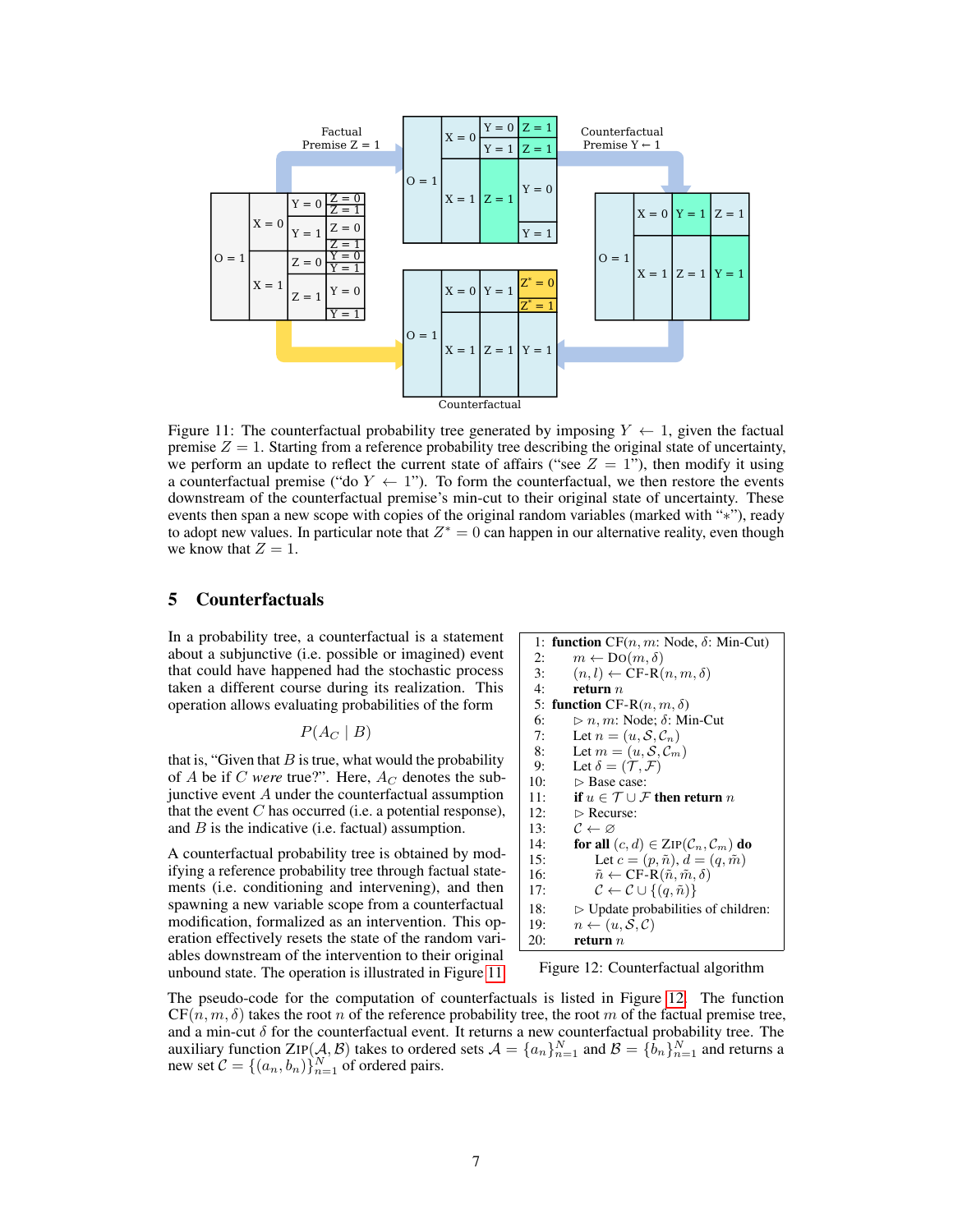Figure 11: The counterfactual probability tree generated by imposing $Y \leftarrow 1$, given the factual premise $Z = 1$. Starting from a reference probability tree describing the original state of uncertainty, we perform an update to reflect the current state of affairs ("see $Z = 1$"), then modify it using a counterfactual premise ("do $Y \leftarrow 1$"). To form the counterfactual, we then restore the events downstream of the counterfactual premise's min-cut to their original state of uncertainty. These events then span a new scope with copies of the original random variables (marked with "$*$"), ready to adopt new values. In particular note that $Z^* = 0$ can happen in our alternative reality, even though we know that $Z = 1$.

## 5 Counterfactuals

In a probability tree, a counterfactual is a statement about a subjunctive (i.e. possible or imagined) event that could have happened had the stochastic process taken a different course during its realization. This operation allows evaluating probabilities of the form

$$P(A_C \mid B)$$

that is, "Given that $B$ is true, what would the probability of $A$ be if $C$ *were* true?". Here, $A_C$ denotes the subjunctive event $A$ under the counterfactual assumption that the event $C$ has occurred (i.e. a potential response), and $B$ is the indicative (i.e. factual) assumption.

A counterfactual probability tree is obtained by modifying a reference probability tree through factual statements (i.e. conditioning and intervening), and then spawning a new variable scope from a counterfactual modification, formalized as an intervention. This operation effectively resets the state of the random variables downstream of the intervention to their original unbound state. The operation is illustrated in Figure 11.

```
 1: function CF(n, m: Node, δ: Min-Cut)
 2:     m ← Do(m, δ)
 3:     (n, l) ← CF-R(n, m, δ)
 4:     return n
 5: function CF-R(n, m, δ)
 6:     ▷ n, m: Node; δ: Min-Cut
 7:     Let n = (u, S, C_n)
 8:     Let m = (u, S, C_m)
 9:     Let δ = (T, F)
10:     ▷ Base case:
11:     if u ∈ T ∪ F then return n
12:     ▷ Recurse:
13:     C ← ∅
14:     for all (c, d) ∈ Zip(C_n, C_m) do
15:         Let c = (p, ñ), d = (q, m̃)
16:         ñ ← CF-R(ñ, m̃, δ)
17:         C ← C ∪ {(q, ñ)}
18:     ▷ Update probabilities of children:
19:     n ← (u, S, C)
20:     return n
```

Figure 12: Counterfactual algorithm

The pseudo-code for the computation of counterfactuals is listed in Figure 12. The function $\text{CF}(n, m, \delta)$ takes the root $n$ of the reference probability tree, the root $m$ of the factual premise tree, and a min-cut $\delta$ for the counterfactual event. It returns a new counterfactual probability tree. The auxiliary function $\text{Zip}(\mathcal{A}, \mathcal{B})$ takes to ordered sets $\mathcal{A} = \{a_n\}_{n=1}^N$ and $\mathcal{B} = \{b_n\}_{n=1}^N$ and returns a new set $\mathcal{C} = \{(a_n, b_n)\}_{n=1}^N$ of ordered pairs.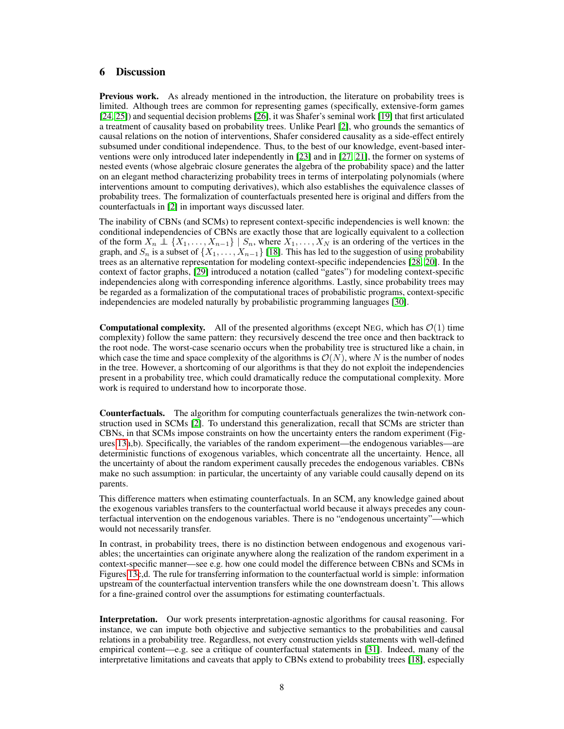# 6 Discussion

**Previous work.** As already mentioned in the introduction, the literature on probability trees is limited. Although trees are common for representing games (specifically, extensive-form games [24, 25]) and sequential decision problems [26], it was Shafer's seminal work [19] that first articulated a treatment of causality based on probability trees. Unlike Pearl [2], who grounds the semantics of causal relations on the notion of interventions, Shafer considered causality as a side-effect entirely subsumed under conditional independence. Thus, to the best of our knowledge, event-based interventions were only introduced later independently in [23] and in [27, 21], the former on systems of nested events (whose algebraic closure generates the algebra of the probability space) and the latter on an elegant method characterizing probability trees in terms of interpolating polynomials (where interventions amount to computing derivatives), which also establishes the equivalence classes of probability trees. The formalization of counterfactuals presented here is original and differs from the counterfactuals in [2] in important ways discussed later.

The inability of CBNs (and SCMs) to represent context-specific independencies is well known: the conditional independencies of CBNs are exactly those that are logically equivalent to a collection of the form $X_n \perp\!\!\!\perp \{X_1, \ldots, X_{n-1}\} \mid S_n$, where $X_1, \ldots, X_N$ is an ordering of the vertices in the graph, and $S_n$ is a subset of $\{X_1, \ldots, X_{n-1}\}$ [18]. This has led to the suggestion of using probability trees as an alternative representation for modeling context-specific independencies [28, 20]. In the context of factor graphs, [29] introduced a notation (called "gates") for modeling context-specific independencies along with corresponding inference algorithms. Lastly, since probability trees may be regarded as a formalization of the computational traces of probabilistic programs, context-specific independencies are modeled naturally by probabilistic programming languages [30].

**Computational complexity.** All of the presented algorithms (except NEG, which has $\mathcal{O}(1)$ time complexity) follow the same pattern: they recursively descend the tree once and then backtrack to the root node. The worst-case scenario occurs when the probability tree is structured like a chain, in which case the time and space complexity of the algorithms is $\mathcal{O}(N)$, where $N$ is the number of nodes in the tree. However, a shortcoming of our algorithms is that they do not exploit the independencies present in a probability tree, which could dramatically reduce the computational complexity. More work is required to understand how to incorporate those.

**Counterfactuals.** The algorithm for computing counterfactuals generalizes the twin-network construction used in SCMs [2]. To understand this generalization, recall that SCMs are stricter than CBNs, in that SCMs impose constraints on how the uncertainty enters the random experiment (Figures 13a,b). Specifically, the variables of the random experiment—the endogenous variables—are deterministic functions of exogenous variables, which concentrate all the uncertainty. Hence, all the uncertainty of about the random experiment causally precedes the endogenous variables. CBNs make no such assumption: in particular, the uncertainty of any variable could causally depend on its parents.

This difference matters when estimating counterfactuals. In an SCM, any knowledge gained about the exogenous variables transfers to the counterfactual world because it always precedes any counterfactual intervention on the endogenous variables. There is no "endogenous uncertainty"—which would not necessarily transfer.

In contrast, in probability trees, there is no distinction between endogenous and exogenous variables; the uncertainties can originate anywhere along the realization of the random experiment in a context-specific manner—see e.g. how one could model the difference between CBNs and SCMs in Figures 13c,d. The rule for transferring information to the counterfactual world is simple: information upstream of the counterfactual intervention transfers while the one downstream doesn't. This allows for a fine-grained control over the assumptions for estimating counterfactuals.

**Interpretation.** Our work presents interpretation-agnostic algorithms for causal reasoning. For instance, we can impute both objective and subjective semantics to the probabilities and causal relations in a probability tree. Regardless, not every construction yields statements with well-defined empirical content—e.g. see a critique of counterfactual statements in [31]. Indeed, many of the interpretative limitations and caveats that apply to CBNs extend to probability trees [18], especially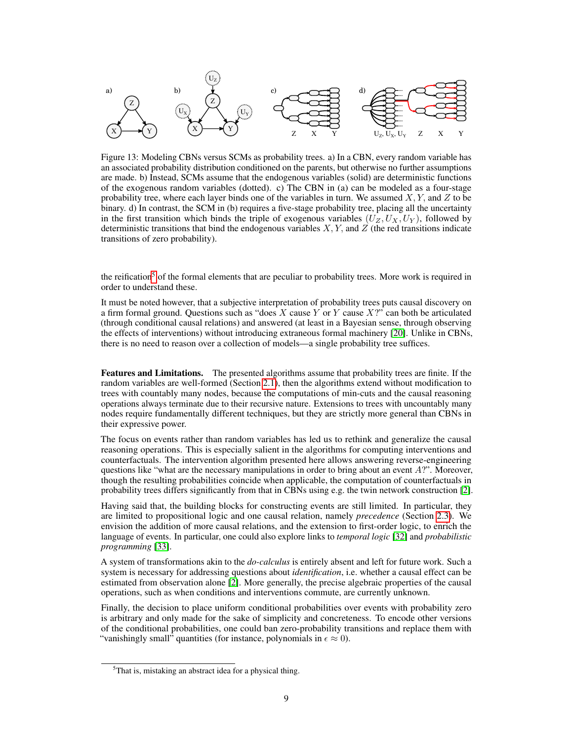Figure 13: Modeling CBNs versus SCMs as probability trees. a) In a CBN, every random variable has an associated probability distribution conditioned on the parents, but otherwise no further assumptions are made. b) Instead, SCMs assume that the endogenous variables (solid) are deterministic functions of the exogenous random variables (dotted). c) The CBN in (a) can be modeled as a four-stage probability tree, where each layer binds one of the variables in turn. We assumed $X, Y$, and $Z$ to be binary. d) In contrast, the SCM in (b) requires a five-stage probability tree, placing all the uncertainty in the first transition which binds the triple of exogenous variables $(U_Z, U_X, U_Y)$, followed by deterministic transitions that bind the endogenous variables $X, Y$, and $Z$ (the red transitions indicate transitions of zero probability).

the reification[5] of the formal elements that are peculiar to probability trees. More work is required in order to understand these.

It must be noted however, that a subjective interpretation of probability trees puts causal discovery on a firm formal ground. Questions such as "does $X$ cause $Y$ or $Y$ cause $X$?" can both be articulated (through conditional causal relations) and answered (at least in a Bayesian sense, through observing the effects of interventions) without introducing extraneous formal machinery [20]. Unlike in CBNs, there is no need to reason over a collection of models—a single probability tree suffices.

**Features and Limitations.** The presented algorithms assume that probability trees are finite. If the random variables are well-formed (Section 2.1), then the algorithms extend without modification to trees with countably many nodes, because the computations of min-cuts and the causal reasoning operations always terminate due to their recursive nature. Extensions to trees with uncountably many nodes require fundamentally different techniques, but they are strictly more general than CBNs in their expressive power.

The focus on events rather than random variables has led us to rethink and generalize the causal reasoning operations. This is especially salient in the algorithms for computing interventions and counterfactuals. The intervention algorithm presented here allows answering reverse-engineering questions like "what are the necessary manipulations in order to bring about an event $A$?". Moreover, though the resulting probabilities coincide when applicable, the computation of counterfactuals in probability trees differs significantly from that in CBNs using e.g. the twin network construction [2].

Having said that, the building blocks for constructing events are still limited. In particular, they are limited to propositional logic and one causal relation, namely *precedence* (Section 2.3). We envision the addition of more causal relations, and the extension to first-order logic, to enrich the language of events. In particular, one could also explore links to *temporal logic* [32] and *probabilistic programming* [33].

A system of transformations akin to the *do-calculus* is entirely absent and left for future work. Such a system is necessary for addressing questions about *identification*, i.e. whether a causal effect can be estimated from observation alone [2]. More generally, the precise algebraic properties of the causal operations, such as when conditions and interventions commute, are currently unknown.

Finally, the decision to place uniform conditional probabilities over events with probability zero is arbitrary and only made for the sake of simplicity and concreteness. To encode other versions of the conditional probabilities, one could ban zero-probability transitions and replace them with "vanishingly small" quantities (for instance, polynomials in $\epsilon \approx 0$).

[5] That is, mistaking an abstract idea for a physical thing.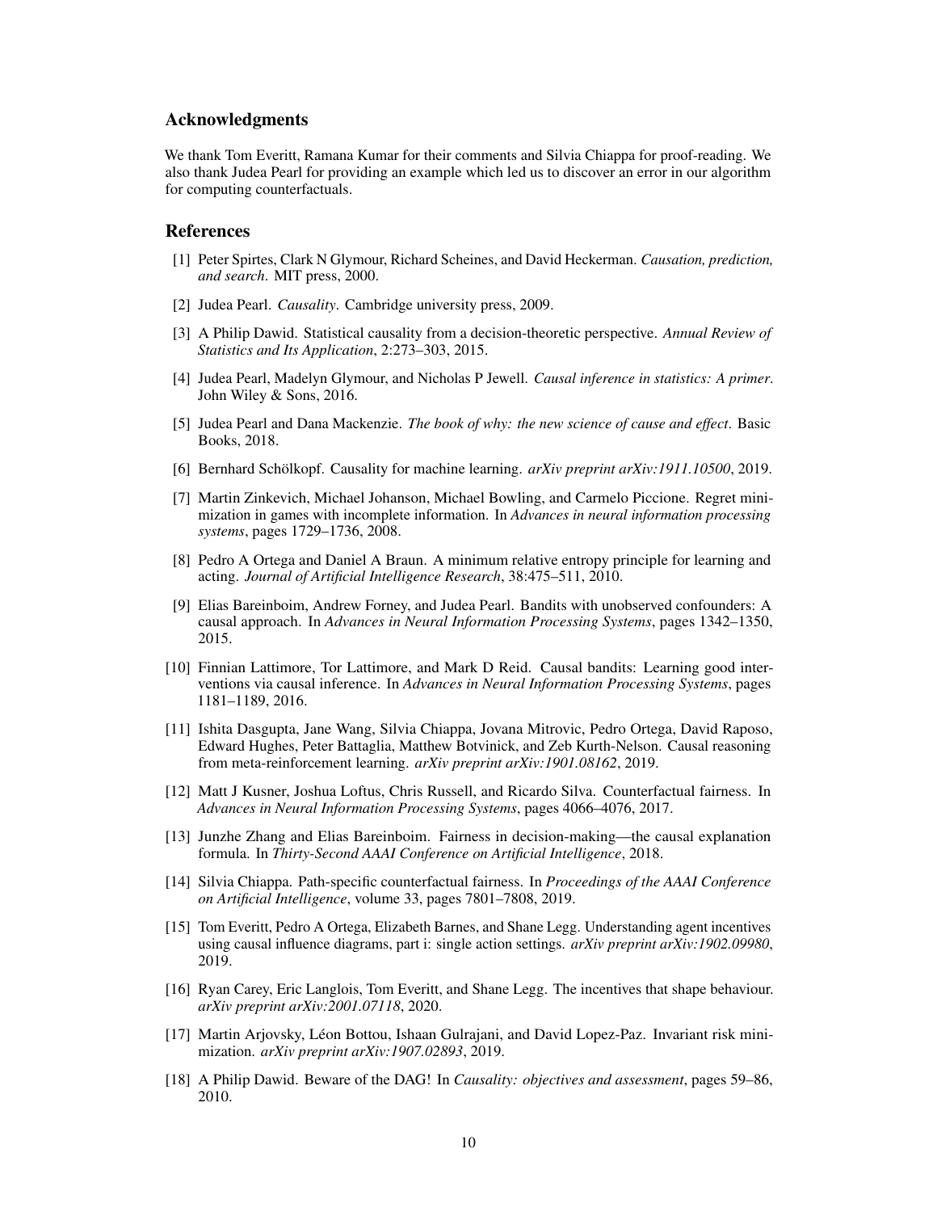## Acknowledgments

We thank Tom Everitt, Ramana Kumar for their comments and Silvia Chiappa for proof-reading. We also thank Judea Pearl for providing an example which led us to discover an error in our algorithm for computing counterfactuals.

## References

[1] Peter Spirtes, Clark N Glymour, Richard Scheines, and David Heckerman. *Causation, prediction, and search*. MIT press, 2000.

[2] Judea Pearl. *Causality*. Cambridge university press, 2009.

[3] A Philip Dawid. Statistical causality from a decision-theoretic perspective. *Annual Review of Statistics and Its Application*, 2:273–303, 2015.

[4] Judea Pearl, Madelyn Glymour, and Nicholas P Jewell. *Causal inference in statistics: A primer*. John Wiley & Sons, 2016.

[5] Judea Pearl and Dana Mackenzie. *The book of why: the new science of cause and effect*. Basic Books, 2018.

[6] Bernhard Schölkopf. Causality for machine learning. *arXiv preprint arXiv:1911.10500*, 2019.

[7] Martin Zinkevich, Michael Johanson, Michael Bowling, and Carmelo Piccione. Regret minimization in games with incomplete information. In *Advances in neural information processing systems*, pages 1729–1736, 2008.

[8] Pedro A Ortega and Daniel A Braun. A minimum relative entropy principle for learning and acting. *Journal of Artificial Intelligence Research*, 38:475–511, 2010.

[9] Elias Bareinboim, Andrew Forney, and Judea Pearl. Bandits with unobserved confounders: A causal approach. In *Advances in Neural Information Processing Systems*, pages 1342–1350, 2015.

[10] Finnian Lattimore, Tor Lattimore, and Mark D Reid. Causal bandits: Learning good interventions via causal inference. In *Advances in Neural Information Processing Systems*, pages 1181–1189, 2016.

[11] Ishita Dasgupta, Jane Wang, Silvia Chiappa, Jovana Mitrovic, Pedro Ortega, David Raposo, Edward Hughes, Peter Battaglia, Matthew Botvinick, and Zeb Kurth-Nelson. Causal reasoning from meta-reinforcement learning. *arXiv preprint arXiv:1901.08162*, 2019.

[12] Matt J Kusner, Joshua Loftus, Chris Russell, and Ricardo Silva. Counterfactual fairness. In *Advances in Neural Information Processing Systems*, pages 4066–4076, 2017.

[13] Junzhe Zhang and Elias Bareinboim. Fairness in decision-making—the causal explanation formula. In *Thirty-Second AAAI Conference on Artificial Intelligence*, 2018.

[14] Silvia Chiappa. Path-specific counterfactual fairness. In *Proceedings of the AAAI Conference on Artificial Intelligence*, volume 33, pages 7801–7808, 2019.

[15] Tom Everitt, Pedro A Ortega, Elizabeth Barnes, and Shane Legg. Understanding agent incentives using causal influence diagrams, part i: single action settings. *arXiv preprint arXiv:1902.09980*, 2019.

[16] Ryan Carey, Eric Langlois, Tom Everitt, and Shane Legg. The incentives that shape behaviour. *arXiv preprint arXiv:2001.07118*, 2020.

[17] Martin Arjovsky, Léon Bottou, Ishaan Gulrajani, and David Lopez-Paz. Invariant risk minimization. *arXiv preprint arXiv:1907.02893*, 2019.

[18] A Philip Dawid. Beware of the DAG! In *Causality: objectives and assessment*, pages 59–86, 2010.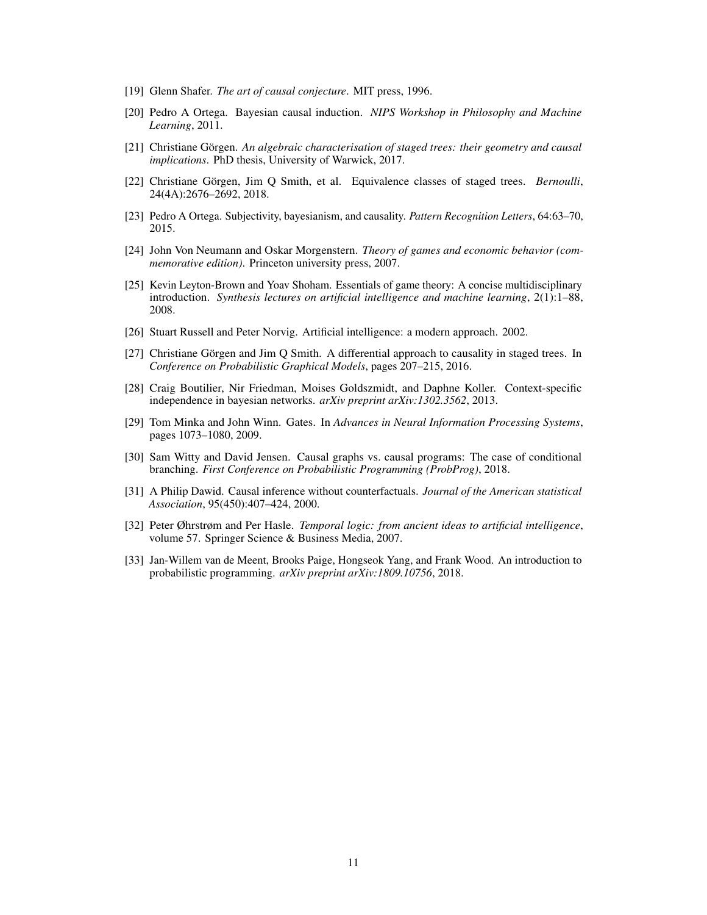[19] Glenn Shafer. *The art of causal conjecture*. MIT press, 1996.

[20] Pedro A Ortega. Bayesian causal induction. *NIPS Workshop in Philosophy and Machine Learning*, 2011.

[21] Christiane Görgen. *An algebraic characterisation of staged trees: their geometry and causal implications*. PhD thesis, University of Warwick, 2017.

[22] Christiane Görgen, Jim Q Smith, et al. Equivalence classes of staged trees. *Bernoulli*, 24(4A):2676–2692, 2018.

[23] Pedro A Ortega. Subjectivity, bayesianism, and causality. *Pattern Recognition Letters*, 64:63–70, 2015.

[24] John Von Neumann and Oskar Morgenstern. *Theory of games and economic behavior (commemorative edition)*. Princeton university press, 2007.

[25] Kevin Leyton-Brown and Yoav Shoham. Essentials of game theory: A concise multidisciplinary introduction. *Synthesis lectures on artificial intelligence and machine learning*, 2(1):1–88, 2008.

[26] Stuart Russell and Peter Norvig. Artificial intelligence: a modern approach. 2002.

[27] Christiane Görgen and Jim Q Smith. A differential approach to causality in staged trees. In *Conference on Probabilistic Graphical Models*, pages 207–215, 2016.

[28] Craig Boutilier, Nir Friedman, Moises Goldszmidt, and Daphne Koller. Context-specific independence in bayesian networks. *arXiv preprint arXiv:1302.3562*, 2013.

[29] Tom Minka and John Winn. Gates. In *Advances in Neural Information Processing Systems*, pages 1073–1080, 2009.

[30] Sam Witty and David Jensen. Causal graphs vs. causal programs: The case of conditional branching. *First Conference on Probabilistic Programming (ProbProg)*, 2018.

[31] A Philip Dawid. Causal inference without counterfactuals. *Journal of the American statistical Association*, 95(450):407–424, 2000.

[32] Peter Øhrstrøm and Per Hasle. *Temporal logic: from ancient ideas to artificial intelligence*, volume 57. Springer Science & Business Media, 2007.

[33] Jan-Willem van de Meent, Brooks Paige, Hongseok Yang, and Frank Wood. An introduction to probabilistic programming. *arXiv preprint arXiv:1809.10756*, 2018.